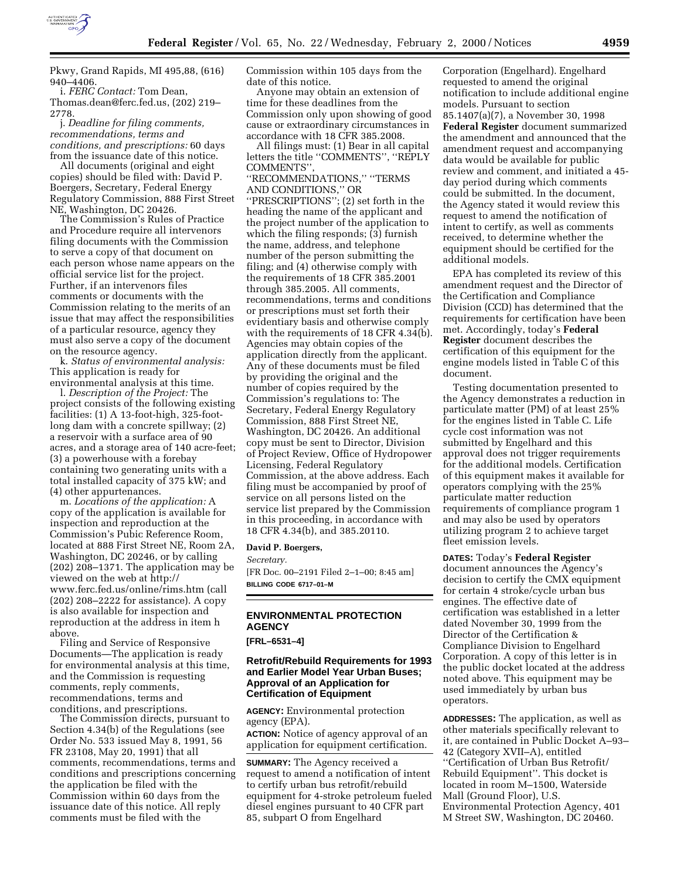Pkwy, Grand Rapids, MI 495,88, (616) 940–4406.

i. *FERC Contact:* Tom Dean, Thomas.dean@ferc.fed.us, (202) 219–2778.

j. *Deadline for filing comments, recommendations, terms and conditions, and prescriptions:* 60 days from the issuance date of this notice.

All documents (original and eight copies) should be filed with: David P. Boergers, Secretary, Federal Energy Regulatory Commission, 888 First Street NE, Washington, DC 20426.

The Commission's Rules of Practice and Procedure require all intervenors filing documents with the Commission to serve a copy of that document on each person whose name appears on the official service list for the project. Further, if an intervenors files comments or documents with the Commission relating to the merits of an issue that may affect the responsibilities of a particular resource, agency they must also serve a copy of the document on the resource agency.

k. *Status of environmental analysis:* This application is ready for environmental analysis at this time.

l. *Description of the Project:* The project consists of the following existing facilities: (1) A 13-foot-high, 325-foot-long dam with a concrete spillway; (2) a reservoir with a surface area of 90 acres, and a storage area of 140 acre-feet; (3) a powerhouse with a forebay containing two generating units with a total installed capacity of 375 kW; and (4) other appurtenances.

m. *Locations of the application:* A copy of the application is available for inspection and reproduction at the Commission's Pubic Reference Room, located at 888 First Street NE, Room 2A, Washington, DC 20246, or by calling (202) 208–1371. The application may be viewed on the web at http://www.ferc.fed.us/online/rims.htm (call (202) 208–2222 for assistance). A copy is also available for inspection and reproduction at the address in item h above.

Filing and Service of Responsive Documents—The application is ready for environmental analysis at this time, and the Commission is requesting comments, reply comments, recommendations, terms and conditions, and prescriptions.

The Commission directs, pursuant to Section 4.34(b) of the Regulations (see Order No. 533 issued May 8, 1991, 56 FR 23108, May 20, 1991) that all comments, recommendations, terms and conditions and prescriptions concerning the application be filed with the Commission within 60 days from the issuance date of this notice. All reply comments must be filed with the Commission within 105 days from the date of this notice.

Anyone may obtain an extension of time for these deadlines from the Commission only upon showing of good cause or extraordinary circumstances in accordance with 18 CFR 385.2008.

All filings must: (1) Bear in all capital letters the title ''COMMENTS'', ''REPLY COMMENTS'', ''RECOMMENDATIONS,'' ''TERMS AND CONDITIONS,'' OR ''PRESCRIPTIONS''; (2) set forth in the heading the name of the applicant and the project number of the application to which the filing responds; (3) furnish the name, address, and telephone number of the person submitting the filing; and (4) otherwise comply with the requirements of 18 CFR 385.2001 through 385.2005. All comments, recommendations, terms and conditions or prescriptions must set forth their evidentiary basis and otherwise comply with the requirements of 18 CFR 4.34(b). Agencies may obtain copies of the application directly from the applicant. Any of these documents must be filed by providing the original and the number of copies required by the Commission's regulations to: The Secretary, Federal Energy Regulatory Commission, 888 First Street NE, Washington, DC 20426. An additional copy must be sent to Director, Division of Project Review, Office of Hydropower Licensing, Federal Regulatory Commission, at the above address. Each filing must be accompanied by proof of service on all persons listed on the service list prepared by the Commission in this proceeding, in accordance with 18 CFR 4.34(b), and 385.20110.

**David P. Boergers,**

*Secretary.*

[FR Doc. 00–2191 Filed 2–1–00; 8:45 am]

**BILLING CODE 6717–01–M**

---

## ENVIRONMENTAL PROTECTION AGENCY

**[FRL–6531–4]**

### Retrofit/Rebuild Requirements for 1993 and Earlier Model Year Urban Buses; Approval of an Application for Certification of Equipment

**AGENCY:** Environmental protection agency (EPA).

**ACTION:** Notice of agency approval of an application for equipment certification.

**SUMMARY:** The Agency received a request to amend a notification of intent to certify urban bus retrofit/rebuild equipment for 4-stroke petroleum fueled diesel engines pursuant to 40 CFR part 85, subpart O from Engelhard Corporation (Engelhard). Engelhard requested to amend the original notification to include additional engine models. Pursuant to section 85.1407(a)(7), a November 30, 1998 **Federal Register** document summarized the amendment and announced that the amendment request and accompanying data would be available for public review and comment, and initiated a 45-day period during which comments could be submitted. In the document, the Agency stated it would review this request to amend the notification of intent to certify, as well as comments received, to determine whether the equipment should be certified for the additional models.

EPA has completed its review of this amendment request and the Director of the Certification and Compliance Division (CCD) has determined that the requirements for certification have been met. Accordingly, today's **Federal Register** document describes the certification of this equipment for the engine models listed in Table C of this document.

Testing documentation presented to the Agency demonstrates a reduction in particulate matter (PM) of at least 25% for the engines listed in Table C. Life cycle cost information was not submitted by Engelhard and this approval does not trigger requirements for the additional models. Certification of this equipment makes it available for operators complying with the 25% particulate matter reduction requirements of compliance program 1 and may also be used by operators utilizing program 2 to achieve target fleet emission levels.

**DATES:** Today's **Federal Register** document announces the Agency's decision to certify the CMX equipment for certain 4 stroke/cycle urban bus engines. The effective date of certification was established in a letter dated November 30, 1999 from the Director of the Certification & Compliance Division to Engelhard Corporation. A copy of this letter is in the public docket located at the address noted above. This equipment may be used immediately by urban bus operators.

**ADDRESSES:** The application, as well as other materials specifically relevant to it, are contained in Public Docket A–93–42 (Category XVII–A), entitled ''Certification of Urban Bus Retrofit/Rebuild Equipment''. This docket is located in room M–1500, Waterside Mall (Ground Floor), U.S. Environmental Protection Agency, 401 M Street SW, Washington, DC 20460.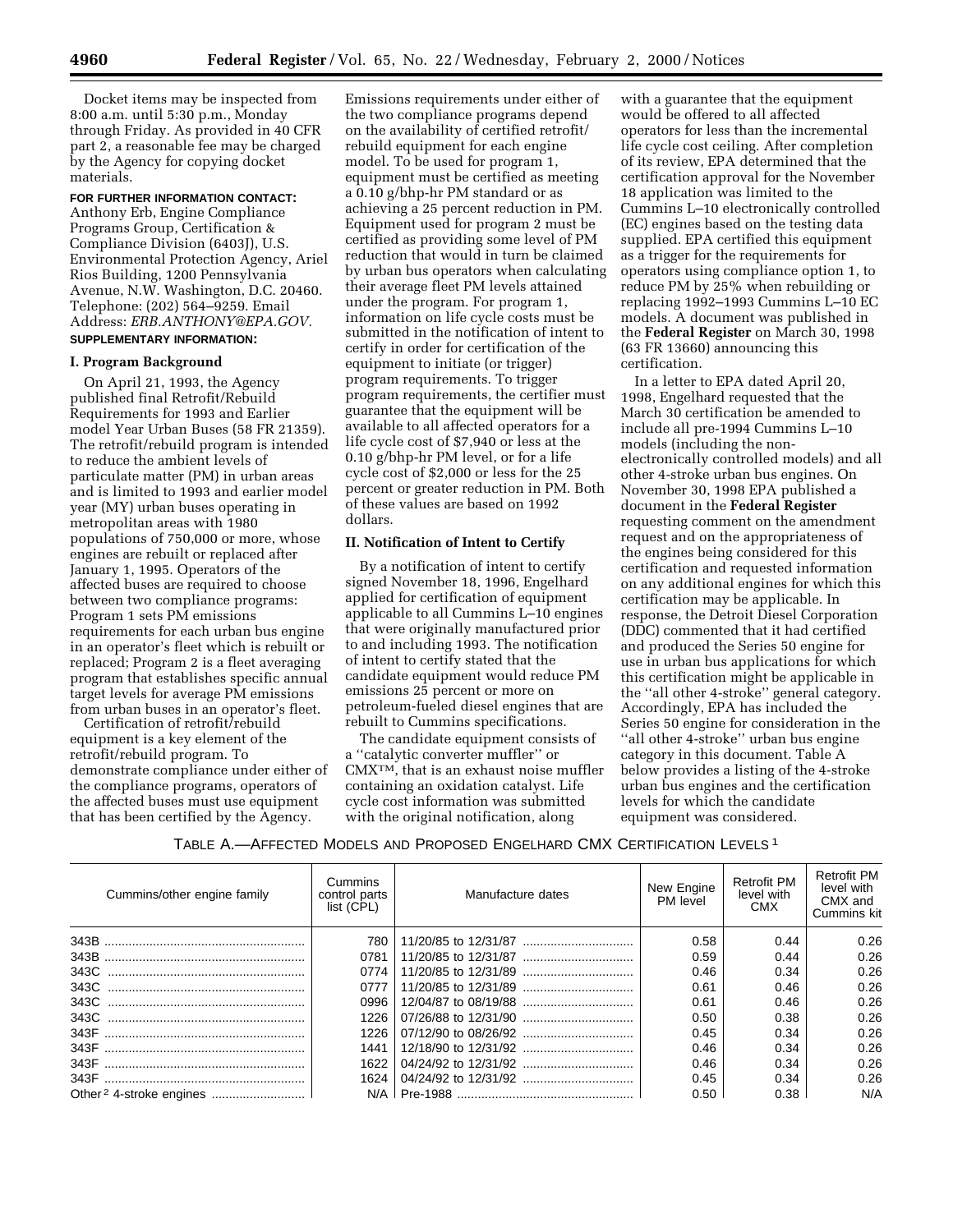Docket items may be inspected from 8:00 a.m. until 5:30 p.m., Monday through Friday. As provided in 40 CFR part 2, a reasonable fee may be charged by the Agency for copying docket materials.

**FOR FURTHER INFORMATION CONTACT:** Anthony Erb, Engine Compliance Programs Group, Certification & Compliance Division (6403J), U.S. Environmental Protection Agency, Ariel Rios Building, 1200 Pennsylvania Avenue, N.W. Washington, D.C. 20460. Telephone: (202) 564–9259. Email Address: *ERB.ANTHONY@EPA.GOV.*

**SUPPLEMENTARY INFORMATION:**

## I. Program Background

On April 21, 1993, the Agency published final Retrofit/Rebuild Requirements for 1993 and Earlier model Year Urban Buses (58 FR 21359). The retrofit/rebuild program is intended to reduce the ambient levels of particulate matter (PM) in urban areas and is limited to 1993 and earlier model year (MY) urban buses operating in metropolitan areas with 1980 populations of 750,000 or more, whose engines are rebuilt or replaced after January 1, 1995. Operators of the affected buses are required to choose between two compliance programs: Program 1 sets PM emissions requirements for each urban bus engine in an operator's fleet which is rebuilt or replaced; Program 2 is a fleet averaging program that establishes specific annual target levels for average PM emissions from urban buses in an operator's fleet.

Certification of retrofit/rebuild equipment is a key element of the retrofit/rebuild program. To demonstrate compliance under either of the compliance programs, operators of the affected buses must use equipment that has been certified by the Agency. Emissions requirements under either of the two compliance programs depend on the availability of certified retrofit/rebuild equipment for each engine model. To be used for program 1, equipment must be certified as meeting a 0.10 g/bhp-hr PM standard or as achieving a 25 percent reduction in PM. Equipment used for program 2 must be certified as providing some level of PM reduction that would in turn be claimed by urban bus operators when calculating their average fleet PM levels attained under the program. For program 1, information on life cycle costs must be submitted in the notification of intent to certify in order for certification of the equipment to initiate (or trigger) program requirements. To trigger program requirements, the certifier must guarantee that the equipment will be available to all affected operators for a life cycle cost of $7,940 or less at the 0.10 g/bhp-hr PM level, or for a life cycle cost of $2,000 or less for the 25 percent or greater reduction in PM. Both of these values are based on 1992 dollars.

## II. Notification of Intent to Certify

By a notification of intent to certify signed November 18, 1996, Engelhard applied for certification of equipment applicable to all Cummins L–10 engines that were originally manufactured prior to and including 1993. The notification of intent to certify stated that the candidate equipment would reduce PM emissions 25 percent or more on petroleum-fueled diesel engines that are rebuilt to Cummins specifications.

The candidate equipment consists of a ''catalytic converter muffler'' or CMX™, that is an exhaust noise muffler containing an oxidation catalyst. Life cycle cost information was submitted with the original notification, along with a guarantee that the equipment would be offered to all affected operators for less than the incremental life cycle cost ceiling. After completion of its review, EPA determined that the certification approval for the November 18 application was limited to the Cummins L–10 electronically controlled (EC) engines based on the testing data supplied. EPA certified this equipment as a trigger for the requirements for operators using compliance option 1, to reduce PM by 25% when rebuilding or replacing 1992–1993 Cummins L–10 EC models. A document was published in the **Federal Register** on March 30, 1998 (63 FR 13660) announcing this certification.

In a letter to EPA dated April 20, 1998, Engelhard requested that the March 30 certification be amended to include all pre-1994 Cummins L–10 models (including the non-electronically controlled models) and all other 4-stroke urban bus engines. On November 30, 1998 EPA published a document in the **Federal Register** requesting comment on the amendment request and on the appropriateness of the engines being considered for this certification and requested information on any additional engines for which this certification may be applicable. In response, the Detroit Diesel Corporation (DDC) commented that it had certified and produced the Series 50 engine for use in urban bus applications for which this certification might be applicable in the ''all other 4-stroke'' general category. Accordingly, EPA has included the Series 50 engine for consideration in the ''all other 4-stroke'' urban bus engine category in this document. Table A below provides a listing of the 4-stroke urban bus engines and the certification levels for which the candidate equipment was considered.

TABLE A.—AFFECTED MODELS AND PROPOSED ENGELHARD CMX CERTIFICATION LEVELS [1]

| Cummins/other engine family | Cummins control parts list (CPL) | Manufacture dates | New Engine PM level | Retrofit PM level with CMX | Retrofit PM level with CMX and Cummins kit |
|---|---|---|---|---|---|
| 343B | 780 | 11/20/85 to 12/31/87 | 0.58 | 0.44 | 0.26 |
| 343B | 0781 | 11/20/85 to 12/31/87 | 0.59 | 0.44 | 0.26 |
| 343C | 0774 | 11/20/85 to 12/31/89 | 0.46 | 0.34 | 0.26 |
| 343C | 0777 | 11/20/85 to 12/31/89 | 0.61 | 0.46 | 0.26 |
| 343C | 0996 | 12/04/87 to 08/19/88 | 0.61 | 0.46 | 0.26 |
| 343C | 1226 | 07/26/88 to 12/31/90 | 0.50 | 0.38 | 0.26 |
| 343F | 1226 | 07/12/90 to 08/26/92 | 0.45 | 0.34 | 0.26 |
| 343F | 1441 | 12/18/90 to 12/31/92 | 0.46 | 0.34 | 0.26 |
| 343F | 1622 | 04/24/92 to 12/31/92 | 0.46 | 0.34 | 0.26 |
| 343F | 1624 | 04/24/92 to 12/31/92 | 0.45 | 0.34 | 0.26 |
| Other [2] 4-stroke engines | N/A | Pre-1988 | 0.50 | 0.38 | N/A |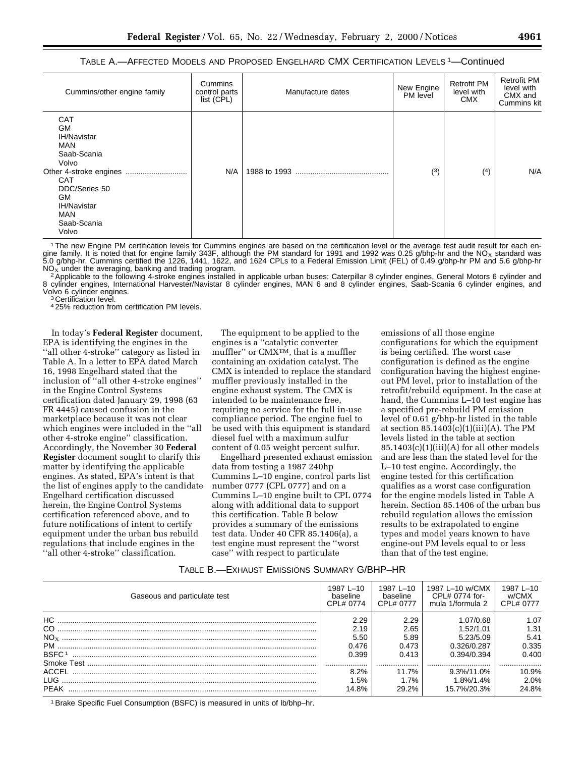TABLE A.—AFFECTED MODELS AND PROPOSED ENGELHARD CMX CERTIFICATION LEVELS [1]—Continued

| Cummins/other engine family | Cummins control parts list (CPL) | Manufacture dates | New Engine PM level | Retrofit PM level with CMX | Retrofit PM level with CMX and Cummins kit |
|---|---|---|---|---|---|
| CAT<br>GM<br>IH/Navistar<br>MAN<br>Saab-Scania<br>Volvo | | | | | |
| Other 4-stroke engines | N/A | 1988 to 1993 | [3] | [4] | N/A |
| CAT<br>DDC/Series 50<br>GM<br>IH/Navistar<br>MAN<br>Saab-Scania<br>Volvo | | | | | |

[1] The new Engine PM certification levels for Cummins engines are based on the certification level or the average test audit result for each engine family. It is noted that for engine family 343F, although the PM standard for 1991 and 1992 was 0.25 g/bhp-hr and the $NO_X$ standard was 5.0 g/bhp-hr, Cummins certified the 1226, 1441, 1622, and 1624 CPLs to a Federal Emission Limit (FEL) of 0.49 g/bhp-hr PM and 5.6 g/bhp-hr $NO_X$ under the averaging, banking and trading program.

[2] Applicable to the following 4-stroke engines installed in applicable urban buses: Caterpillar 8 cylinder engines, General Motors 6 cylinder and 8 cylinder engines, International Harvester/Navistar 8 cylinder engines, MAN 6 and 8 cylinder engines, Saab-Scania 6 cylinder engines, and Volvo 6 cylinder engines.

[3] Certification level.

[4] 25% reduction from certification PM levels.

In today's **Federal Register** document, EPA is identifying the engines in the ''all other 4-stroke'' category as listed in Table A. In a letter to EPA dated March 16, 1998 Engelhard stated that the inclusion of ''all other 4-stroke engines'' in the Engine Control Systems certification dated January 29, 1998 (63 FR 4445) caused confusion in the marketplace because it was not clear which engines were included in the ''all other 4-stroke engine'' classification. Accordingly, the November 30 **Federal Register** document sought to clarify this matter by identifying the applicable engines. As stated, EPA's intent is that the list of engines apply to the candidate Engelhard certification discussed herein, the Engine Control Systems certification referenced above, and to future notifications of intent to certify equipment under the urban bus rebuild regulations that include engines in the ''all other 4-stroke'' classification.

The equipment to be applied to the engines is a ''catalytic converter muffler'' or CMX™, that is a muffler containing an oxidation catalyst. The CMX is intended to replace the standard muffler previously installed in the engine exhaust system. The CMX is intended to be maintenance free, requiring no service for the full in-use compliance period. The engine fuel to be used with this equipment is standard diesel fuel with a maximum sulfur content of 0.05 weight percent sulfur.

Engelhard presented exhaust emission data from testing a 1987 240hp Cummins L–10 engine, control parts list number 0777 (CPL 0777) and on a Cummins L–10 engine built to CPL 0774 along with additional data to support this certification. Table B below provides a summary of the emissions test data. Under 40 CFR 85.1406(a), a test engine must represent the ''worst case'' with respect to particulate emissions of all those engine configurations for which the equipment is being certified. The worst case configuration is defined as the engine configuration having the highest engine-out PM level, prior to installation of the retrofit/rebuild equipment. In the case at hand, the Cummins L–10 test engine has a specified pre-rebuild PM emission level of 0.61 g/bhp-hr listed in the table at section 85.1403(c)(1)(iii)(A). The PM levels listed in the table at section 85.1403(c)(1)(iii)(A) for all other models and are less than the stated level for the L–10 test engine. Accordingly, the engine tested for this certification qualifies as a worst case configuration for the engine models listed in Table A herein. Section 85.1406 of the urban bus rebuild regulation allows the emission results to be extrapolated to engine types and model years known to have engine-out PM levels equal to or less than that of the test engine.

TABLE B.—EXHAUST EMISSIONS SUMMARY G/BHP–HR

| Gaseous and particulate test | 1987 L–10 baseline CPL# 0774 | 1987 L–10 baseline CPL# 0777 | 1987 L–10 w/CMX CPL# 0774 formula 1/formula 2 | 1987 L–10 w/CMX CPL# 0777 |
|---|---|---|---|---|
| HC | 2.29 | 2.29 | 1.07/0.68 | 1.07 |
| CO | 2.19 | 2.65 | 1.52/1.01 | 1.31 |
| $NO_X$ | 5.50 | 5.89 | 5.23/5.09 | 5.41 |
| PM | 0.476 | 0.473 | 0.326/0.287 | 0.335 |
| BSFC [1] | 0.399 | 0.413 | 0.394/0.394 | 0.400 |
| Smoke Test | | | | |
| ACCEL | 8.2% | 11.7% | 9.3%/11.0% | 10.9% |
| LUG | 1.5% | 1.7% | 1.8%/1.4% | 2.0% |
| PEAK | 14.8% | 29.2% | 15.7%/20.3% | 24.8% |

[1] Brake Specific Fuel Consumption (BSFC) is measured in units of lb/bhp–hr.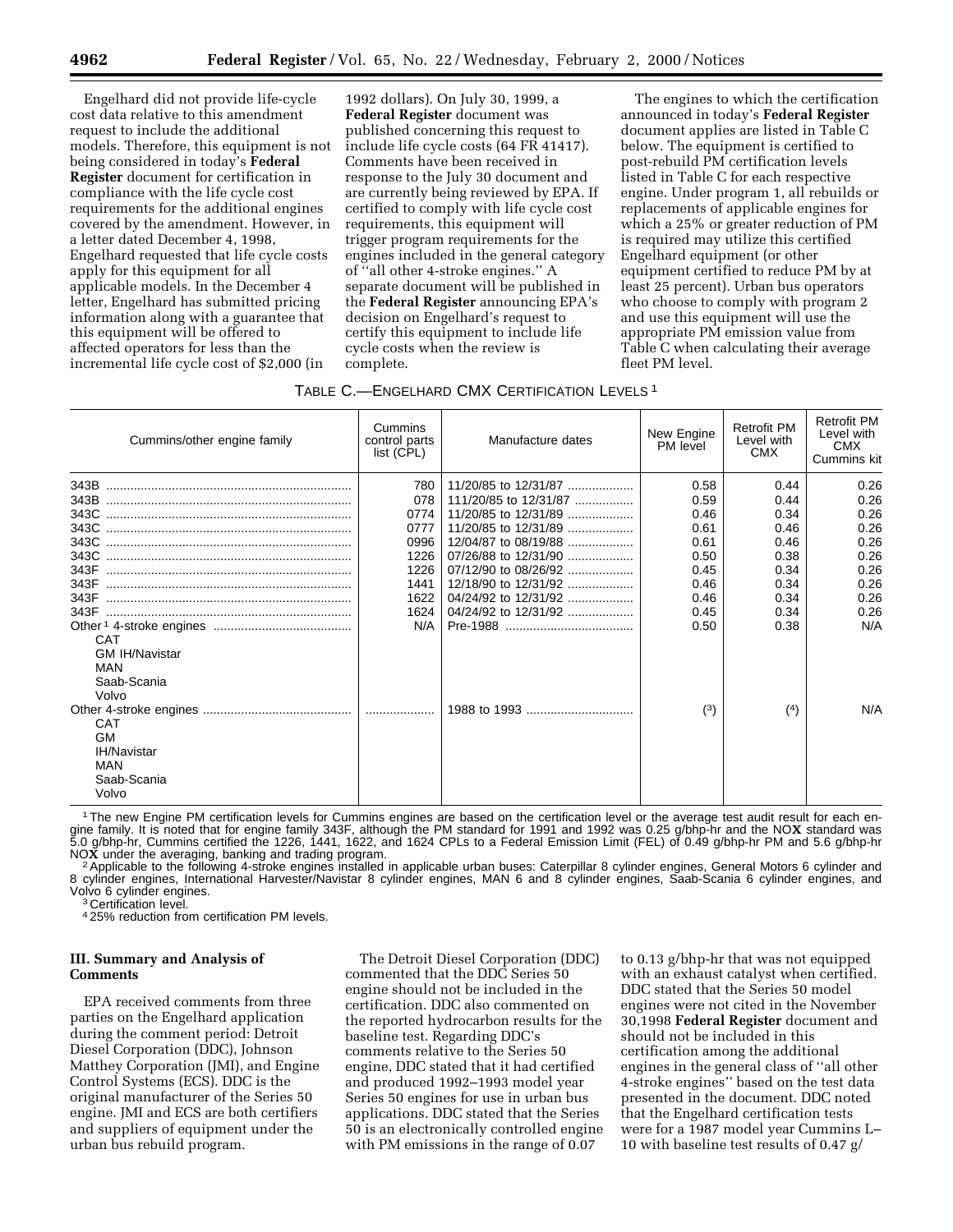Engelhard did not provide life-cycle cost data relative to this amendment request to include the additional models. Therefore, this equipment is not being considered in today's **Federal Register** document for certification in compliance with the life cycle cost requirements for the additional engines covered by the amendment. However, in a letter dated December 4, 1998, Engelhard requested that life cycle costs apply for this equipment for all applicable models. In the December 4 letter, Engelhard has submitted pricing information along with a guarantee that this equipment will be offered to affected operators for less than the incremental life cycle cost of $2,000 (in 1992 dollars). On July 30, 1999, a **Federal Register** document was published concerning this request to include life cycle costs (64 FR 41417). Comments have been received in response to the July 30 document and are currently being reviewed by EPA. If certified to comply with life cycle cost requirements, this equipment will trigger program requirements for the engines included in the general category of ''all other 4-stroke engines.'' A separate document will be published in the **Federal Register** announcing EPA's decision on Engelhard's request to certify this equipment to include life cycle costs when the review is complete.

The engines to which the certification announced in today's **Federal Register** document applies are listed in Table C below. The equipment is certified to post-rebuild PM certification levels listed in Table C for each respective engine. Under program 1, all rebuilds or replacements of applicable engines for which a 25% or greater reduction of PM is required may utilize this certified Engelhard equipment (or other equipment certified to reduce PM by at least 25 percent). Urban bus operators who choose to comply with program 2 and use this equipment will use the appropriate PM emission value from Table C when calculating their average fleet PM level.

TABLE C.—ENGELHARD CMX CERTIFICATION LEVELS [1]

| Cummins/other engine family | Cummins control parts list (CPL) | Manufacture dates | New Engine PM level | Retrofit PM Level with CMX | Retrofit PM Level with CMX Cummins kit |
|---|---|---|---|---|---|
| 343B | 780 | 11/20/85 to 12/31/87 | 0.58 | 0.44 | 0.26 |
| 343B | 078 | 111/20/85 to 12/31/87 | 0.59 | 0.44 | 0.26 |
| 343C | 0774 | 11/20/85 to 12/31/89 | 0.46 | 0.34 | 0.26 |
| 343C | 0777 | 11/20/85 to 12/31/89 | 0.61 | 0.46 | 0.26 |
| 343C | 0996 | 12/04/87 to 08/19/88 | 0.61 | 0.46 | 0.26 |
| 343C | 1226 | 07/26/88 to 12/31/90 | 0.50 | 0.38 | 0.26 |
| 343F | 1226 | 07/12/90 to 08/26/92 | 0.45 | 0.34 | 0.26 |
| 343F | 1441 | 12/18/90 to 12/31/92 | 0.46 | 0.34 | 0.26 |
| 343F | 1622 | 04/24/92 to 12/31/92 | 0.46 | 0.34 | 0.26 |
| 343F | 1624 | 04/24/92 to 12/31/92 | 0.45 | 0.34 | 0.26 |
| Other [1] 4-stroke engines<br>CAT<br>GM IH/Navistar<br>MAN<br>Saab-Scania<br>Volvo | N/A | Pre-1988 | 0.50 | 0.38 | N/A |
| Other 4-stroke engines<br>CAT<br>GM<br>IH/Navistar<br>MAN<br>Saab-Scania<br>Volvo | | 1988 to 1993 | (3) | (4) | N/A |

[1] The new Engine PM certification levels for Cummins engines are based on the certification level or the average test audit result for each engine family. It is noted that for engine family 343F, although the PM standard for 1991 and 1992 was 0.25 g/bhp-hr and the NO**X** standard was 5.0 g/bhp-hr, Cummins certified the 1226, 1441, 1622, and 1624 CPLs to a Federal Emission Limit (FEL) of 0.49 g/bhp-hr PM and 5.6 g/bhp-hr NO**X** under the averaging, banking and trading program.

[2] Applicable to the following 4-stroke engines installed in applicable urban buses: Caterpillar 8 cylinder engines, General Motors 6 cylinder and 8 cylinder engines, International Harvester/Navistar 8 cylinder engines, MAN 6 and 8 cylinder engines, Saab-Scania 6 cylinder engines, and Volvo 6 cylinder engines.

[3] Certification level.

[4] 25% reduction from certification PM levels.

### III. Summary and Analysis of Comments

EPA received comments from three parties on the Engelhard application during the comment period: Detroit Diesel Corporation (DDC), Johnson Matthey Corporation (JMI), and Engine Control Systems (ECS). DDC is the original manufacturer of the Series 50 engine. JMI and ECS are both certifiers and suppliers of equipment under the urban bus rebuild program.

The Detroit Diesel Corporation (DDC) commented that the DDC Series 50 engine should not be included in the certification. DDC also commented on the reported hydrocarbon results for the baseline test. Regarding DDC's comments relative to the Series 50 engine, DDC stated that it had certified and produced 1992–1993 model year Series 50 engines for use in urban bus applications. DDC stated that the Series 50 is an electronically controlled engine with PM emissions in the range of 0.07 to 0.13 g/bhp-hr that was not equipped with an exhaust catalyst when certified. DDC stated that the Series 50 model engines were not cited in the November 30,1998 **Federal Register** document and should not be included in this certification among the additional engines in the general class of ''all other 4-stroke engines'' based on the test data presented in the document. DDC noted that the Engelhard certification tests were for a 1987 model year Cummins L–10 with baseline test results of 0.47 g/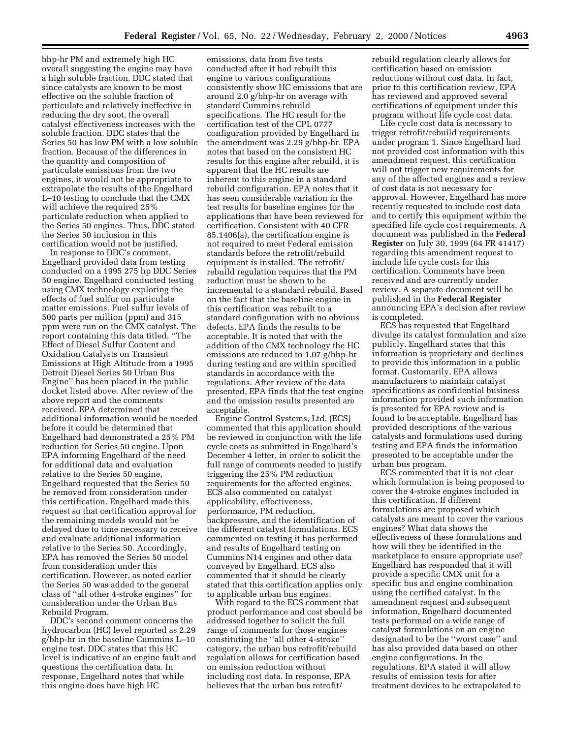bhp-hr PM and extremely high HC overall suggesting the engine may have a high soluble fraction. DDC stated that since catalysts are known to be most effective on the soluble fraction of particulate and relatively ineffective in reducing the dry soot, the overall catalyst effectiveness increases with the soluble fraction. DDC states that the Series 50 has low PM with a low soluble fraction. Because of the differences in the quantity and composition of particulate emissions from the two engines, it would not be appropriate to extrapolate the results of the Engelhard L–10 testing to conclude that the CMX will achieve the required 25% particulate reduction when applied to the Series 50 engines. Thus, DDC stated the Series 50 inclusion in this certification would not be justified.

In response to DDC's comment, Engelhard provided data from testing conducted on a 1995 275 hp DDC Series 50 engine. Engelhard conducted testing using CMX technology exploring the effects of fuel sulfur on particulate matter emissions. Fuel sulfur levels of 500 parts per million (ppm) and 315 ppm were run on the CMX catalyst. The report containing this data titled, ''The Effect of Diesel Sulfur Content and Oxidation Catalysts on Transient Emissions at High Altitude from a 1995 Detroit Diesel Series 50 Urban Bus Engine'' has been placed in the public docket listed above. After review of the above report and the comments received, EPA determined that additional information would be needed before it could be determined that Engelhard had demonstrated a 25% PM reduction for Series 50 engine. Upon EPA informing Engelhard of the need for additional data and evaluation relative to the Series 50 engine, Engelhard requested that the Series 50 be removed from consideration under this certification. Engelhard made this request so that certification approval for the remaining models would not be delayed due to time necessary to receive and evaluate additional information relative to the Series 50. Accordingly, EPA has removed the Series 50 model from consideration under this certification. However, as noted earlier the Series 50 was added to the general class of ''all other 4-stroke engines'' for consideration under the Urban Bus Rebuild Program.

DDC's second comment concerns the hydrocarbon (HC) level reported as 2.29 g/bhp-hr in the baseline Cummins L–10 engine test. DDC states that this HC level is indicative of an engine fault and questions the certification data. In response, Engelhard notes that while this engine does have high HC emissions, data from five tests conducted after it had rebuilt this engine to various configurations consistently show HC emissions that are around 2.0 g/bhp-hr on average with standard Cummins rebuild specifications. The HC result for the certification test of the CPL 0777 configuration provided by Engelhard in the amendment was 2.29 g/bhp-hr. EPA notes that based on the consistent HC results for this engine after rebuild, it is apparent that the HC results are inherent to this engine in a standard rebuild configuration. EPA notes that it has seen considerable variation in the test results for baseline engines for the applications that have been reviewed for certification. Consistent with 40 CFR 85.1406(a), the certification engine is not required to meet Federal emission standards before the retrofit/rebuild equipment is installed. The retrofit/rebuild regulation requires that the PM reduction must be shown to be incremental to a standard rebuild. Based on the fact that the baseline engine in this certification was rebuilt to a standard configuration with no obvious defects, EPA finds the results to be acceptable. It is noted that with the addition of the CMX technology the HC emissions are reduced to 1.07 g/bhp-hr during testing and are within specified standards in accordance with the regulations. After review of the data presented, EPA finds that the test engine and the emission results presented are acceptable.

Engine Control Systems, Ltd. (ECS) commented that this application should be reviewed in conjunction with the life cycle costs as submitted in Engelhard's December 4 letter, in order to solicit the full range of comments needed to justify triggering the 25% PM reduction requirements for the affected engines. ECS also commented on catalyst applicability, effectiveness, performance, PM reduction, backpressure, and the identification of the different catalyst formulations. ECS commented on testing it has performed and results of Engelhard testing on Cummins N14 engines and other data conveyed by Engelhard. ECS also commented that it should be clearly stated that this certification applies only to applicable urban bus engines.

With regard to the ECS comment that product performance and cost should be addressed together to solicit the full range of comments for those engines constituting the ''all other 4-stroke'' category, the urban bus retrofit/rebuild regulation allows for certification based on emission reduction without including cost data. In response, EPA believes that the urban bus retrofit/rebuild regulation clearly allows for certification based on emission reductions without cost data. In fact, prior to this certification review, EPA has reviewed and approved several certifications of equipment under this program without life cycle cost data.

Life cycle cost data is necessary to trigger retrofit/rebuild requirements under program 1. Since Engelhard had not provided cost information with this amendment request, this certification will not trigger new requirements for any of the affected engines and a review of cost data is not necessary for approval. However, Engelhard has more recently requested to include cost data and to certify this equipment within the specified life cycle cost requirements. A document was published in the **Federal Register** on July 30, 1999 (64 FR 41417) regarding this amendment request to include life cycle costs for this certification. Comments have been received and are currently under review. A separate document will be published in the **Federal Register** announcing EPA's decision after review is completed.

ECS has requested that Engelhard divulge its catalyst formulation and size publicly. Engelhard states that this information is proprietary and declines to provide this information in a public format. Customarily, EPA allows manufacturers to maintain catalyst specifications as confidential business information provided such information is presented for EPA review and is found to be acceptable. Engelhard has provided descriptions of the various catalysts and formulations used during testing and EPA finds the information presented to be acceptable under the urban bus program.

ECS commented that it is not clear which formulation is being proposed to cover the 4-stroke engines included in this certification. If different formulations are proposed which catalysts are meant to cover the various engines? What data shows the effectiveness of these formulations and how will they be identified in the marketplace to ensure appropriate use? Engelhard has responded that it will provide a specific CMX unit for a specific bus and engine combination using the certified catalyst. In the amendment request and subsequent information, Engelhard documented tests performed on a wide range of catalyst formulations on an engine designated to be the ''worst case'' and has also provided data based on other engine configurations. In the regulations, EPA stated it will allow results of emission tests for after treatment devices to be extrapolated to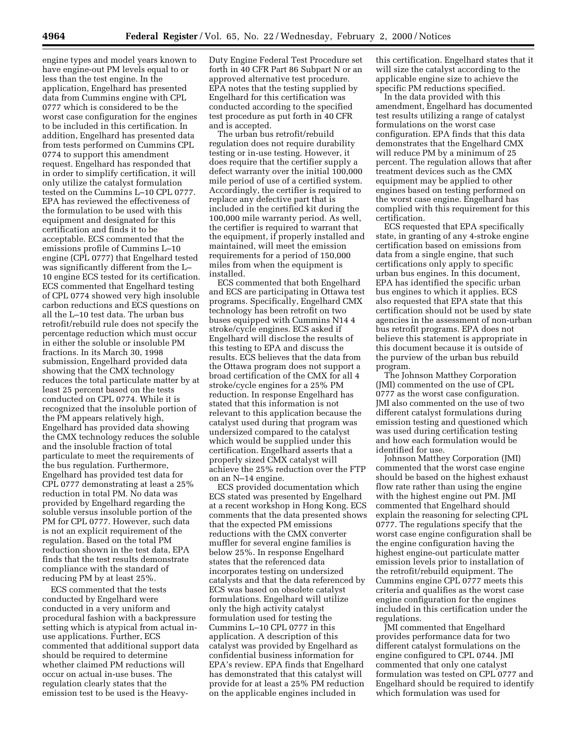engine types and model years known to have engine-out PM levels equal to or less than the test engine. In the application, Engelhard has presented data from Cummins engine with CPL 0777 which is considered to be the worst case configuration for the engines to be included in this certification. In addition, Engelhard has presented data from tests performed on Cummins CPL 0774 to support this amendment request. Engelhard has responded that in order to simplify certification, it will only utilize the catalyst formulation tested on the Cummins L–10 CPL 0777. EPA has reviewed the effectiveness of the formulation to be used with this equipment and designated for this certification and finds it to be acceptable. ECS commented that the emissions profile of Cummins L–10 engine (CPL 0777) that Engelhard tested was significantly different from the L–10 engine ECS tested for its certification. ECS commented that Engelhard testing of CPL 0774 showed very high insoluble carbon reductions and ECS questions on all the L–10 test data. The urban bus retrofit/rebuild rule does not specify the percentage reduction which must occur in either the soluble or insoluble PM fractions. In its March 30, 1998 submission, Engelhard provided data showing that the CMX technology reduces the total particulate matter by at least 25 percent based on the tests conducted on CPL 0774. While it is recognized that the insoluble portion of the PM appears relatively high, Engelhard has provided data showing the CMX technology reduces the soluble and the insoluble fraction of total particulate to meet the requirements of the bus regulation. Furthermore, Engelhard has provided test data for CPL 0777 demonstrating at least a 25% reduction in total PM. No data was provided by Engelhard regarding the soluble versus insoluble portion of the PM for CPL 0777. However, such data is not an explicit requirement of the regulation. Based on the total PM reduction shown in the test data, EPA finds that the test results demonstrate compliance with the standard of reducing PM by at least 25%.

ECS commented that the tests conducted by Engelhard were conducted in a very uniform and procedural fashion with a backpressure setting which is atypical from actual in-use applications. Further, ECS commented that additional support data should be required to determine whether claimed PM reductions will occur on actual in-use buses. The regulation clearly states that the emission test to be used is the Heavy-Duty Engine Federal Test Procedure set forth in 40 CFR Part 86 Subpart N or an approved alternative test procedure. EPA notes that the testing supplied by Engelhard for this certification was conducted according to the specified test procedure as put forth in 40 CFR and is accepted.

The urban bus retrofit/rebuild regulation does not require durability testing or in-use testing. However, it does require that the certifier supply a defect warranty over the initial 100,000 mile period of use of a certified system. Accordingly, the certifier is required to replace any defective part that is included in the certified kit during the 100,000 mile warranty period. As well, the certifier is required to warrant that the equipment, if properly installed and maintained, will meet the emission requirements for a period of 150,000 miles from when the equipment is installed.

ECS commented that both Engelhard and ECS are participating in Ottawa test programs. Specifically, Engelhard CMX technology has been retrofit on two buses equipped with Cummins N14 4 stroke/cycle engines. ECS asked if Engelhard will disclose the results of this testing to EPA and discuss the results. ECS believes that the data from the Ottawa program does not support a broad certification of the CMX for all 4 stroke/cycle engines for a 25% PM reduction. In response Engelhard has stated that this information is not relevant to this application because the catalyst used during that program was undersized compared to the catalyst which would be supplied under this certification. Engelhard asserts that a properly sized CMX catalyst will achieve the 25% reduction over the FTP on an N–14 engine.

ECS provided documentation which ECS stated was presented by Engelhard at a recent workshop in Hong Kong. ECS comments that the data presented shows that the expected PM emissions reductions with the CMX converter muffler for several engine families is below 25%. In response Engelhard states that the referenced data incorporates testing on undersized catalysts and that the data referenced by ECS was based on obsolete catalyst formulations. Engelhard will utilize only the high activity catalyst formulation used for testing the Cummins L–10 CPL 0777 in this application. A description of this catalyst was provided by Engelhard as confidential business information for EPA's review. EPA finds that Engelhard has demonstrated that this catalyst will provide for at least a 25% PM reduction on the applicable engines included in this certification. Engelhard states that it will size the catalyst according to the applicable engine size to achieve the specific PM reductions specified.

In the data provided with this amendment, Engelhard has documented test results utilizing a range of catalyst formulations on the worst case configuration. EPA finds that this data demonstrates that the Engelhard CMX will reduce PM by a minimum of 25 percent. The regulation allows that after treatment devices such as the CMX equipment may be applied to other engines based on testing performed on the worst case engine. Engelhard has complied with this requirement for this certification.

ECS requested that EPA specifically state, in granting of any 4-stroke engine certification based on emissions from data from a single engine, that such certifications only apply to specific urban bus engines. In this document, EPA has identified the specific urban bus engines to which it applies. ECS also requested that EPA state that this certification should not be used by state agencies in the assessment of non-urban bus retrofit programs. EPA does not believe this statement is appropriate in this document because it is outside of the purview of the urban bus rebuild program.

The Johnson Matthey Corporation (JMI) commented on the use of CPL 0777 as the worst case configuration. JMI also commented on the use of two different catalyst formulations during emission testing and questioned which was used during certification testing and how each formulation would be identified for use.

Johnson Matthey Corporation (JMI) commented that the worst case engine should be based on the highest exhaust flow rate rather than using the engine with the highest engine out PM. JMI commented that Engelhard should explain the reasoning for selecting CPL 0777. The regulations specify that the worst case engine configuration shall be the engine configuration having the highest engine-out particulate matter emission levels prior to installation of the retrofit/rebuild equipment. The Cummins engine CPL 0777 meets this criteria and qualifies as the worst case engine configuration for the engines included in this certification under the regulations.

JMI commented that Engelhard provides performance data for two different catalyst formulations on the engine configured to CPL 0744. JMI commented that only one catalyst formulation was tested on CPL 0777 and Engelhard should be required to identify which formulation was used for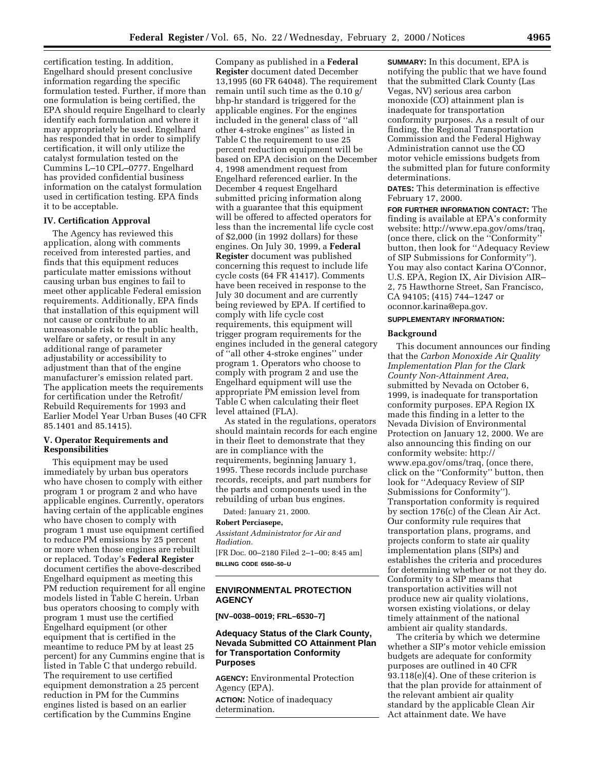certification testing. In addition, Engelhard should present conclusive information regarding the specific formulation tested. Further, if more than one formulation is being certified, the EPA should require Engelhard to clearly identify each formulation and where it may appropriately be used. Engelhard has responded that in order to simplify certification, it will only utilize the catalyst formulation tested on the Cummins L–10 CPL–0777. Engelhard has provided confidential business information on the catalyst formulation used in certification testing. EPA finds it to be acceptable.

## IV. Certification Approval

The Agency has reviewed this application, along with comments received from interested parties, and finds that this equipment reduces particulate matter emissions without causing urban bus engines to fail to meet other applicable Federal emission requirements. Additionally, EPA finds that installation of this equipment will not cause or contribute to an unreasonable risk to the public health, welfare or safety, or result in any additional range of parameter adjustability or accessibility to adjustment than that of the engine manufacturer's emission related part. The application meets the requirements for certification under the Retrofit/Rebuild Requirements for 1993 and Earlier Model Year Urban Buses (40 CFR 85.1401 and 85.1415).

## V. Operator Requirements and Responsibilities

This equipment may be used immediately by urban bus operators who have chosen to comply with either program 1 or program 2 and who have applicable engines. Currently, operators having certain of the applicable engines who have chosen to comply with program 1 must use equipment certified to reduce PM emissions by 25 percent or more when those engines are rebuilt or replaced. Today's **Federal Register** document certifies the above-described Engelhard equipment as meeting this PM reduction requirement for all engine models listed in Table C herein. Urban bus operators choosing to comply with program 1 must use the certified Engelhard equipment (or other equipment that is certified in the meantime to reduce PM by at least 25 percent) for any Cummins engine that is listed in Table C that undergo rebuild. The requirement to use certified equipment demonstration a 25 percent reduction in PM for the Cummins engines listed is based on an earlier certification by the Cummins Engine Company as published in a **Federal Register** document dated December 13,1995 (60 FR 64048). The requirement remain until such time as the 0.10 g/bhp-hr standard is triggered for the applicable engines. For the engines included in the general class of ''all other 4-stroke engines'' as listed in Table C the requirement to use 25 percent reduction equipment will be based on EPA decision on the December 4, 1998 amendment request from Engelhard referenced earlier. In the December 4 request Engelhard submitted pricing information along with a guarantee that this equipment will be offered to affected operators for less than the incremental life cycle cost of $2,000 (in 1992 dollars) for these engines. On July 30, 1999, a **Federal Register** document was published concerning this request to include life cycle costs (64 FR 41417). Comments have been received in response to the July 30 document and are currently being reviewed by EPA. If certified to comply with life cycle cost requirements, this equipment will trigger program requirements for the engines included in the general category of ''all other 4-stroke engines'' under program 1. Operators who choose to comply with program 2 and use the Engelhard equipment will use the appropriate PM emission level from Table C when calculating their fleet level attained (FLA).

As stated in the regulations, operators should maintain records for each engine in their fleet to demonstrate that they are in compliance with the requirements, beginning January 1, 1995. These records include purchase records, receipts, and part numbers for the parts and components used in the rebuilding of urban bus engines.

Dated: January 21, 2000.

**Robert Perciasepe,**

*Assistant Administrator for Air and Radiation.*

[FR Doc. 00–2180 Filed 2–1–00; 8:45 am]

**BILLING CODE 6560–50–U**

---

## ENVIRONMENTAL PROTECTION AGENCY

**[NV–0038–0019; FRL–6530–7]**

## Adequacy Status of the Clark County, Nevada Submitted CO Attainment Plan for Transportation Conformity Purposes

**AGENCY:** Environmental Protection Agency (EPA).

**ACTION:** Notice of inadequacy determination.

---

**SUMMARY:** In this document, EPA is notifying the public that we have found that the submitted Clark County (Las Vegas, NV) serious area carbon monoxide (CO) attainment plan is inadequate for transportation conformity purposes. As a result of our finding, the Regional Transportation Commission and the Federal Highway Administration cannot use the CO motor vehicle emissions budgets from the submitted plan for future conformity determinations.

**DATES:** This determination is effective February 17, 2000.

**FOR FURTHER INFORMATION CONTACT:** The finding is available at EPA's conformity website: http://www.epa.gov/oms/traq, (once there, click on the ''Conformity'' button, then look for ''Adequacy Review of SIP Submissions for Conformity''). You may also contact Karina O'Connor, U.S. EPA, Region IX, Air Division AIR–2, 75 Hawthorne Street, San Francisco, CA 94105; (415) 744–1247 or oconnor.karina@epa.gov.

**SUPPLEMENTARY INFORMATION:**

### Background

This document announces our finding that the *Carbon Monoxide Air Quality Implementation Plan for the Clark County Non-Attainment Area*, submitted by Nevada on October 6, 1999, is inadequate for transportation conformity purposes. EPA Region IX made this finding in a letter to the Nevada Division of Environmental Protection on January 12, 2000. We are also announcing this finding on our conformity website: http://www.epa.gov/oms/traq, (once there, click on the ''Conformity'' button, then look for ''Adequacy Review of SIP Submissions for Conformity''). Transportation conformity is required by section 176(c) of the Clean Air Act. Our conformity rule requires that transportation plans, programs, and projects conform to state air quality implementation plans (SIPs) and establishes the criteria and procedures for determining whether or not they do. Conformity to a SIP means that transportation activities will not produce new air quality violations, worsen existing violations, or delay timely attainment of the national ambient air quality standards.

The criteria by which we determine whether a SIP's motor vehicle emission budgets are adequate for conformity purposes are outlined in 40 CFR 93.118(e)(4). One of these criterion is that the plan provide for attainment of the relevant ambient air quality standard by the applicable Clean Air Act attainment date. We have